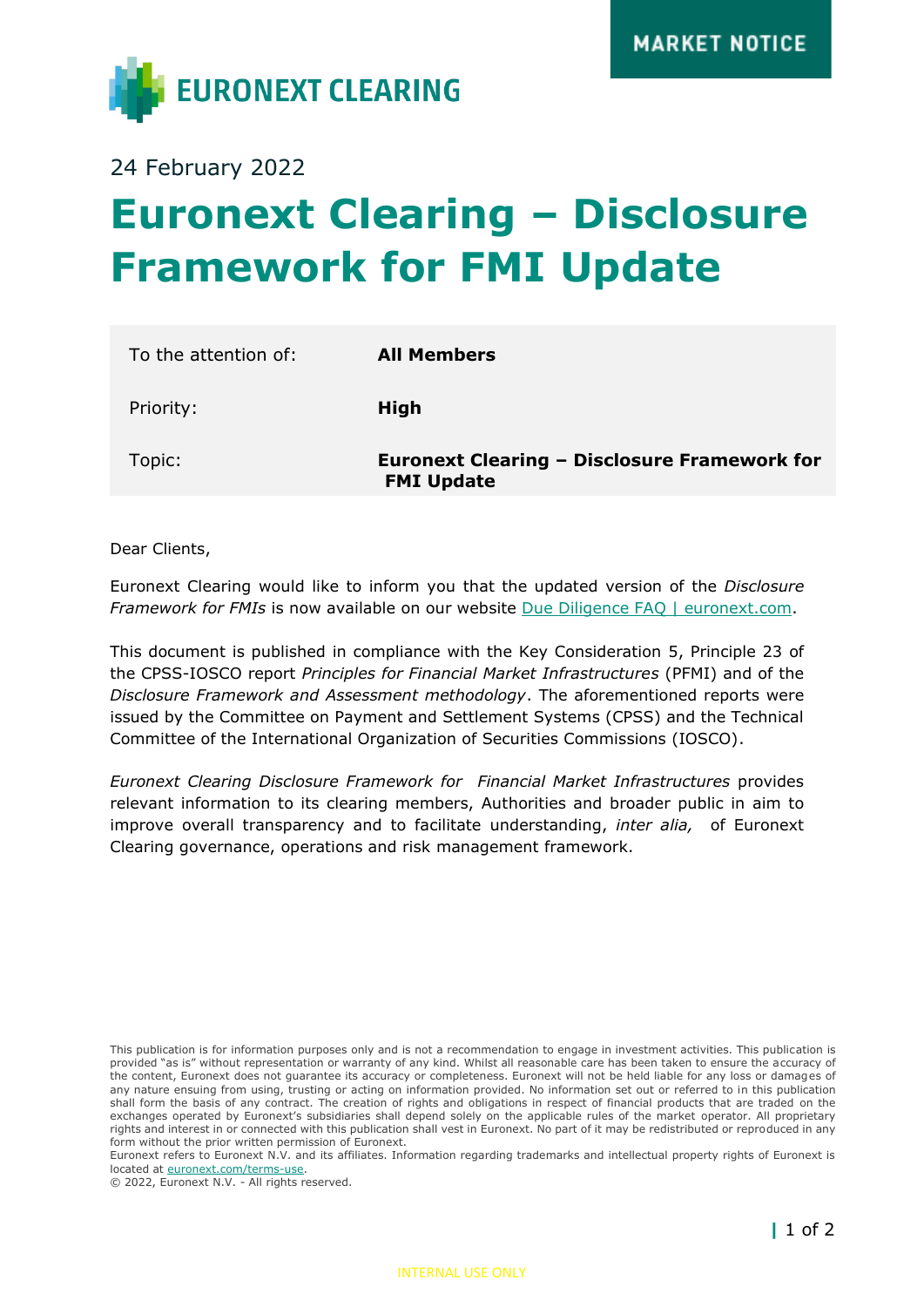MARKET NOTICE

EURONEXT CLEARING

24 February 2022

# Euronext Clearing – Disclosure Framework for FMI Update

| | |
|---|---|
| To the attention of: | **All Members** |
| Priority: | **High** |
| Topic: | **Euronext Clearing – Disclosure Framework for FMI Update** |

Dear Clients,

Euronext Clearing would like to inform you that the updated version of the *Disclosure Framework for FMIs* is now available on our website [Due Diligence FAQ | euronext.com](Due Diligence FAQ | euronext.com).

This document is published in compliance with the Key Consideration 5, Principle 23 of the CPSS-IOSCO report *Principles for Financial Market Infrastructures* (PFMI) and of the *Disclosure Framework and Assessment methodology*. The aforementioned reports were issued by the Committee on Payment and Settlement Systems (CPSS) and the Technical Committee of the International Organization of Securities Commissions (IOSCO).

*Euronext Clearing Disclosure Framework for Financial Market Infrastructures* provides relevant information to its clearing members, Authorities and broader public in aim to improve overall transparency and to facilitate understanding, *inter alia,* of Euronext Clearing governance, operations and risk management framework.

This publication is for information purposes only and is not a recommendation to engage in investment activities. This publication is provided "as is" without representation or warranty of any kind. Whilst all reasonable care has been taken to ensure the accuracy of the content, Euronext does not guarantee its accuracy or completeness. Euronext will not be held liable for any loss or damages of any nature ensuing from using, trusting or acting on information provided. No information set out or referred to in this publication shall form the basis of any contract. The creation of rights and obligations in respect of financial products that are traded on the exchanges operated by Euronext's subsidiaries shall depend solely on the applicable rules of the market operator. All proprietary rights and interest in or connected with this publication shall vest in Euronext. No part of it may be redistributed or reproduced in any form without the prior written permission of Euronext.
Euronext refers to Euronext N.V. and its affiliates. Information regarding trademarks and intellectual property rights of Euronext is located at [euronext.com/terms-use](euronext.com/terms-use).
© 2022, Euronext N.V. - All rights reserved.

INTERNAL USE ONLY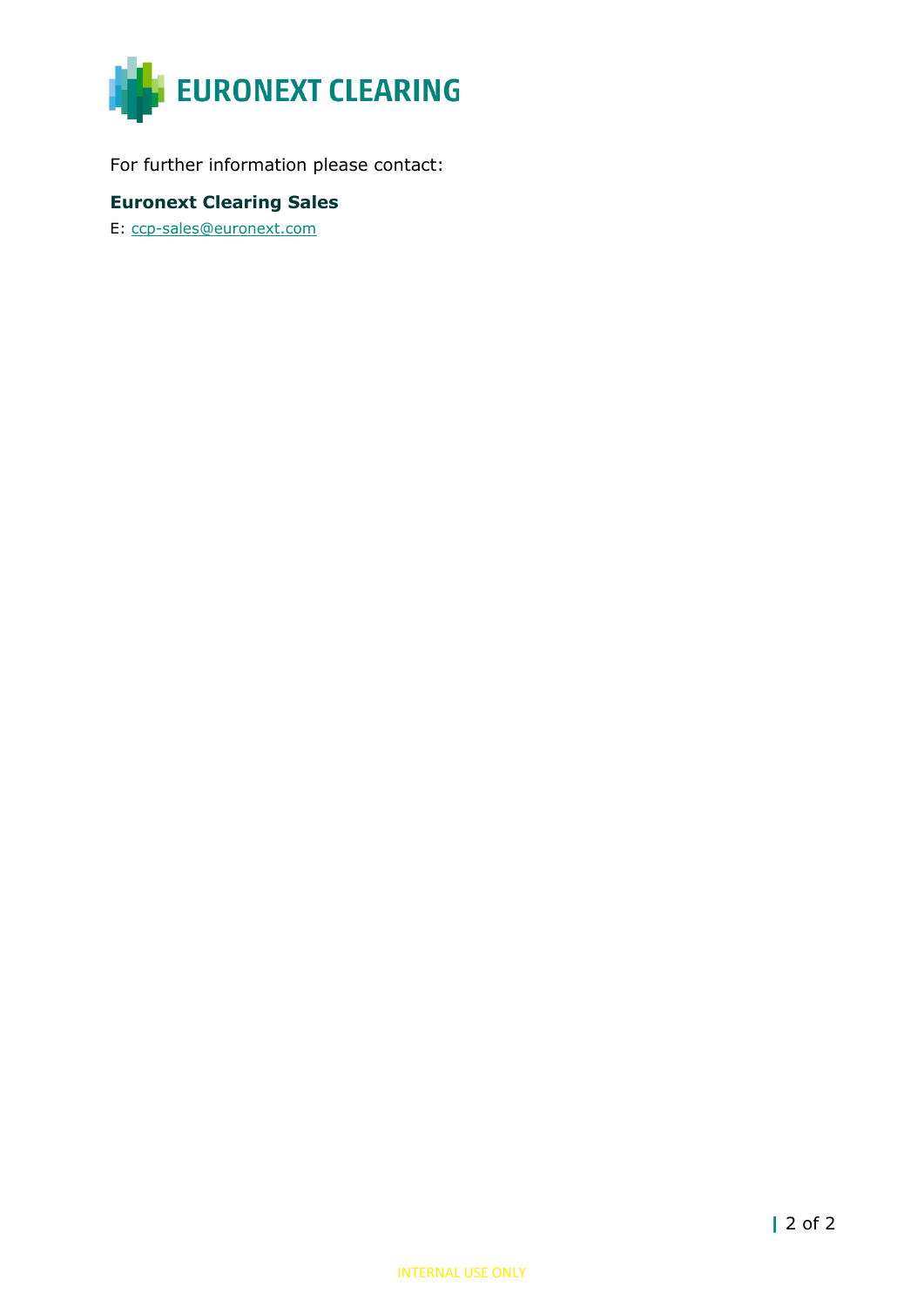For further information please contact:

**Euronext Clearing Sales**

E: ccp-sales@euronext.com